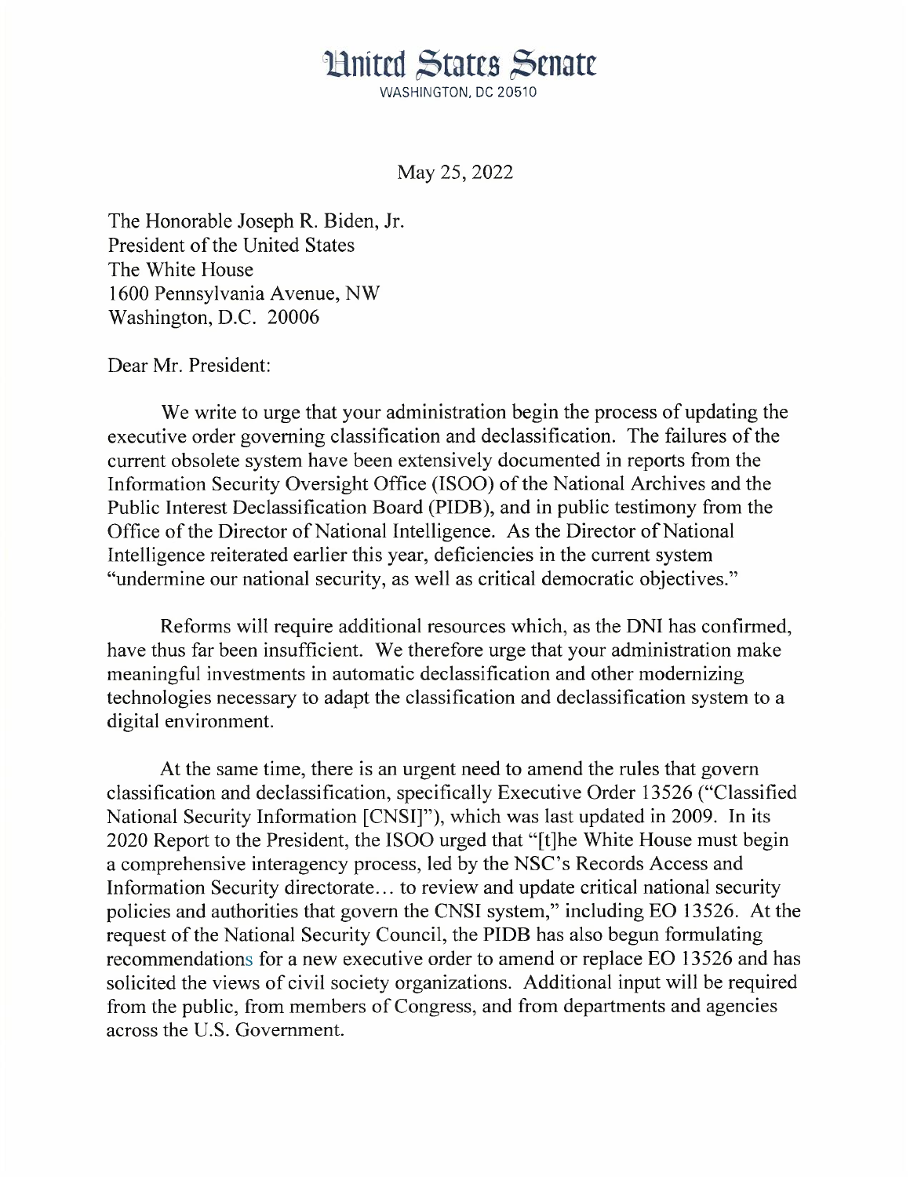# United States Senate

WASHINGTON, DC 20510

May 25, 2022

The Honorable Joseph R. Biden, Jr.
President of the United States
The White House
1600 Pennsylvania Avenue, NW
Washington, D.C. 20006

Dear Mr. President:

We write to urge that your administration begin the process of updating the executive order governing classification and declassification. The failures of the current obsolete system have been extensively documented in reports from the Information Security Oversight Office (ISOO) of the National Archives and the Public Interest Declassification Board (PIDB), and in public testimony from the Office of the Director of National Intelligence. As the Director of National Intelligence reiterated earlier this year, deficiencies in the current system "undermine our national security, as well as critical democratic objectives."

Reforms will require additional resources which, as the DNI has confirmed, have thus far been insufficient. We therefore urge that your administration make meaningful investments in automatic declassification and other modernizing technologies necessary to adapt the classification and declassification system to a digital environment.

At the same time, there is an urgent need to amend the rules that govern classification and declassification, specifically Executive Order 13526 ("Classified National Security Information [CNSI]"), which was last updated in 2009. In its 2020 Report to the President, the ISOO urged that "[t]he White House must begin a comprehensive interagency process, led by the NSC's Records Access and Information Security directorate… to review and update critical national security policies and authorities that govern the CNSI system," including EO 13526. At the request of the National Security Council, the PIDB has also begun formulating recommendations for a new executive order to amend or replace EO 13526 and has solicited the views of civil society organizations. Additional input will be required from the public, from members of Congress, and from departments and agencies across the U.S. Government.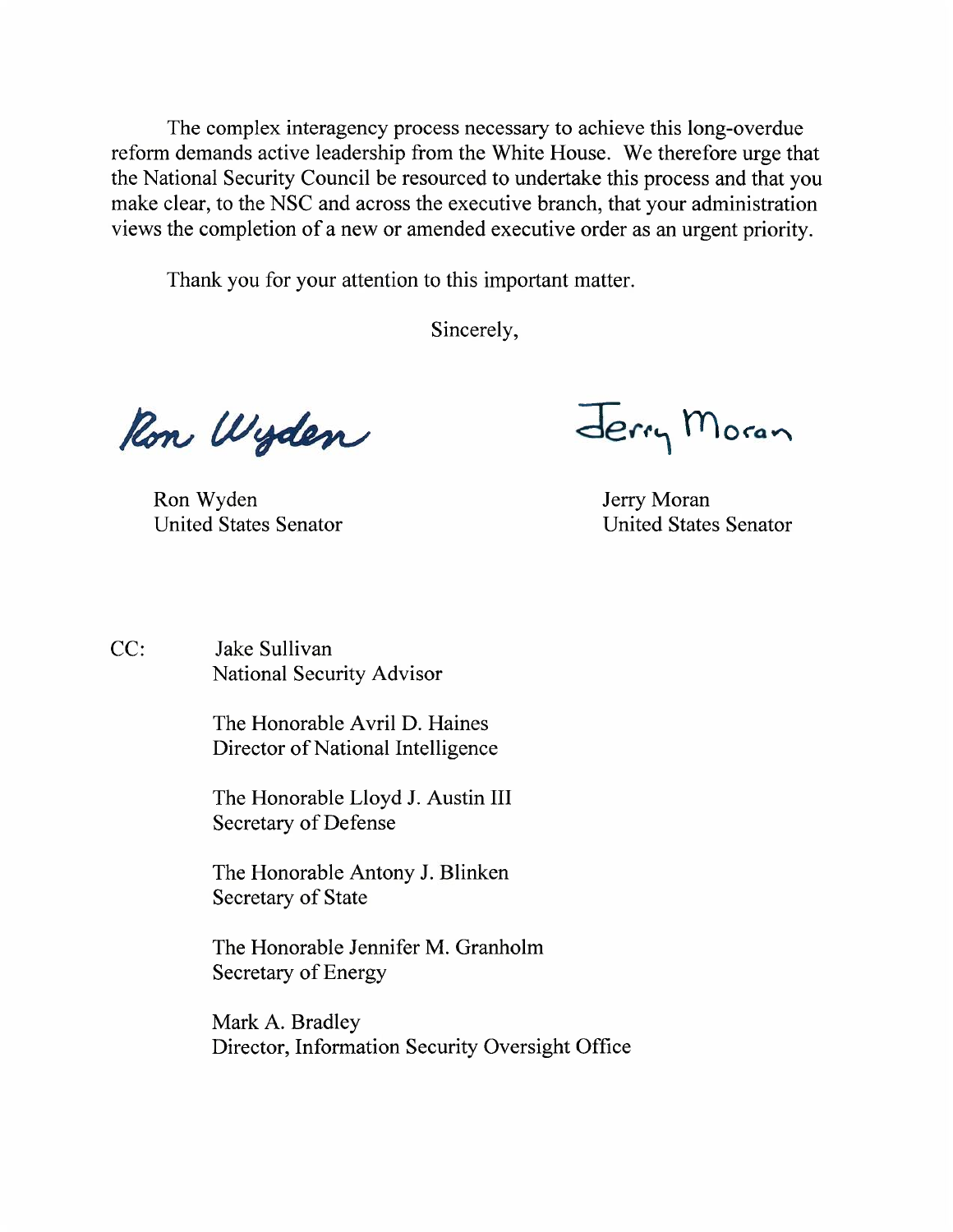The complex interagency process necessary to achieve this long-overdue reform demands active leadership from the White House. We therefore urge that the National Security Council be resourced to undertake this process and that you make clear, to the NSC and across the executive branch, that your administration views the completion of a new or amended executive order as an urgent priority.

Thank you for your attention to this important matter.

Sincerely,

Ron Wyden
United States Senator

Jerry Moran
United States Senator

CC:

Jake Sullivan
National Security Advisor

The Honorable Avril D. Haines
Director of National Intelligence

The Honorable Lloyd J. Austin III
Secretary of Defense

The Honorable Antony J. Blinken
Secretary of State

The Honorable Jennifer M. Granholm
Secretary of Energy

Mark A. Bradley
Director, Information Security Oversight Office